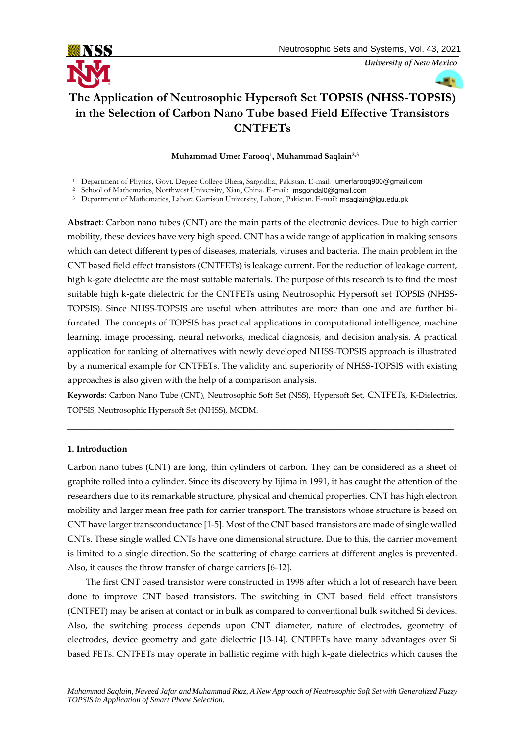# The Application of Neutrosophic Hypersoft Set TOPSIS (NHSS-TOPSIS) in the Selection of Carbon Nano Tube based Field Effective Transistors CNTFETs

**Muhammad Umer Farooq[1], Muhammad Saqlain[2,3]**

[1] Department of Physics, Govt. Degree College Bhera, Sargodha, Pakistan. E-mail: umerfarooq900@gmail.com
[2] School of Mathematics, Northwest University, Xian, China. E-mail: msgondal0@gmail.com
[3] Department of Mathematics, Lahore Garrison University, Lahore, Pakistan. E-mail: msaqlain@lgu.edu.pk

**Abstract**: Carbon nano tubes (CNT) are the main parts of the electronic devices. Due to high carrier mobility, these devices have very high speed. CNT has a wide range of application in making sensors which can detect different types of diseases, materials, viruses and bacteria. The main problem in the CNT based field effect transistors (CNTFETs) is leakage current. For the reduction of leakage current, high k-gate dielectric are the most suitable materials. The purpose of this research is to find the most suitable high k-gate dielectric for the CNTFETs using Neutrosophic Hypersoft set TOPSIS (NHSS-TOPSIS). Since NHSS-TOPSIS are useful when attributes are more than one and are further bi-furcated. The concepts of TOPSIS has practical applications in computational intelligence, machine learning, image processing, neural networks, medical diagnosis, and decision analysis. A practical application for ranking of alternatives with newly developed NHSS-TOPSIS approach is illustrated by a numerical example for CNTFETs. The validity and superiority of NHSS-TOPSIS with existing approaches is also given with the help of a comparison analysis.

**Keywords**: Carbon Nano Tube (CNT), Neutrosophic Soft Set (NSS), Hypersoft Set, CNTFETs, K-Dielectrics, TOPSIS, Neutrosophic Hypersoft Set (NHSS), MCDM.

---

## 1. Introduction

Carbon nano tubes (CNT) are long, thin cylinders of carbon. They can be considered as a sheet of graphite rolled into a cylinder. Since its discovery by Iijima in 1991, it has caught the attention of the researchers due to its remarkable structure, physical and chemical properties. CNT has high electron mobility and larger mean free path for carrier transport. The transistors whose structure is based on CNT have larger transconductance [1-5]. Most of the CNT based transistors are made of single walled CNTs. These single walled CNTs have one dimensional structure. Due to this, the carrier movement is limited to a single direction. So the scattering of charge carriers at different angles is prevented. Also, it causes the throw transfer of charge carriers [6-12].

The first CNT based transistor were constructed in 1998 after which a lot of research have been done to improve CNT based transistors. The switching in CNT based field effect transistors (CNTFET) may be arisen at contact or in bulk as compared to conventional bulk switched Si devices. Also, the switching process depends upon CNT diameter, nature of electrodes, geometry of electrodes, device geometry and gate dielectric [13-14]. CNTFETs have many advantages over Si based FETs. CNTFETs may operate in ballistic regime with high k-gate dielectrics which causes the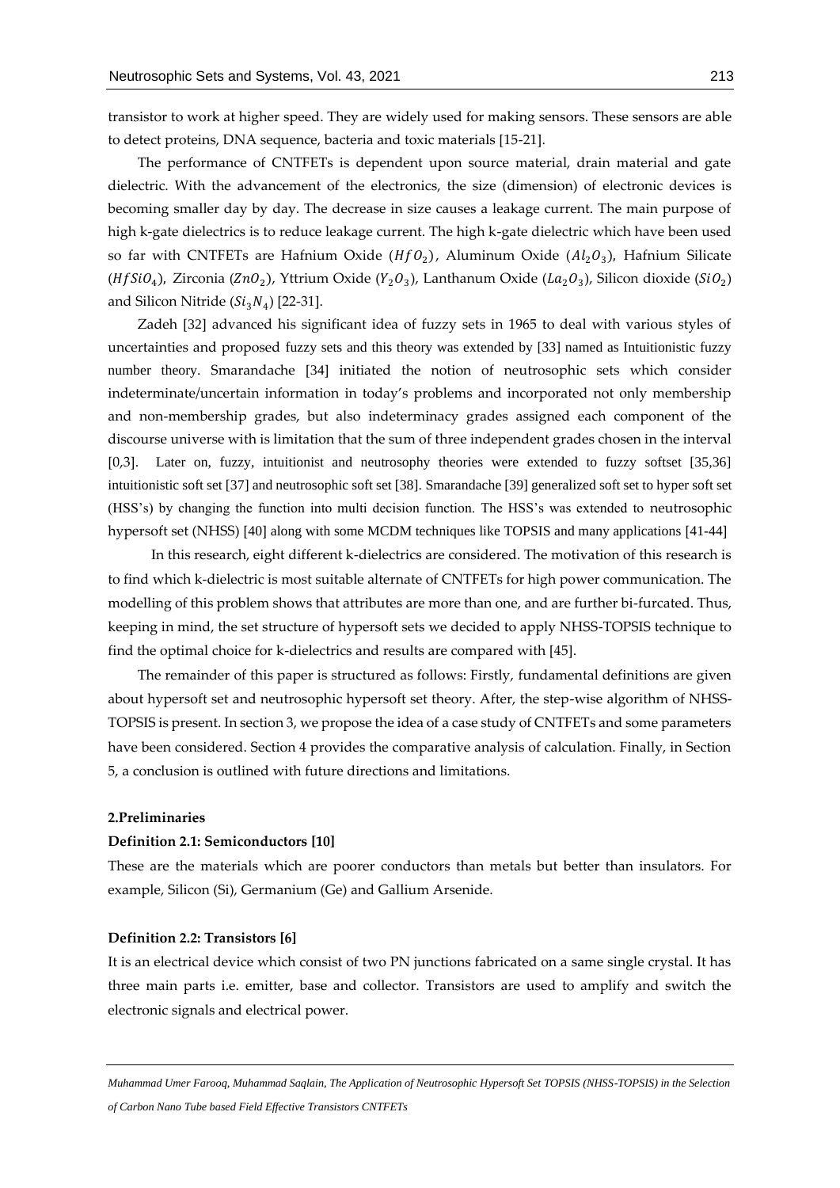transistor to work at higher speed. They are widely used for making sensors. These sensors are able to detect proteins, DNA sequence, bacteria and toxic materials [15-21].

The performance of CNTFETs is dependent upon source material, drain material and gate dielectric. With the advancement of the electronics, the size (dimension) of electronic devices is becoming smaller day by day. The decrease in size causes a leakage current. The main purpose of high k-gate dielectrics is to reduce leakage current. The high k-gate dielectric which have been used so far with CNTFETs are Hafnium Oxide ($HfO_2$), Aluminum Oxide ($Al_2O_3$), Hafnium Silicate ($HfSiO_4$), Zirconia ($ZnO_2$), Yttrium Oxide ($Y_2O_3$), Lanthanum Oxide ($La_2O_3$), Silicon dioxide ($SiO_2$) and Silicon Nitride ($Si_3N_4$) [22-31].

Zadeh [32] advanced his significant idea of fuzzy sets in 1965 to deal with various styles of uncertainties and proposed fuzzy sets and this theory was extended by [33] named as Intuitionistic fuzzy number theory. Smarandache [34] initiated the notion of neutrosophic sets which consider indeterminate/uncertain information in today's problems and incorporated not only membership and non-membership grades, but also indeterminacy grades assigned each component of the discourse universe with is limitation that the sum of three independent grades chosen in the interval [0,3]. Later on, fuzzy, intuitionist and neutrosophy theories were extended to fuzzy softset [35,36] intuitionistic soft set [37] and neutrosophic soft set [38]. Smarandache [39] generalized soft set to hyper soft set (HSS's) by changing the function into multi decision function. The HSS's was extended to neutrosophic hypersoft set (NHSS) [40] along with some MCDM techniques like TOPSIS and many applications [41-44]

In this research, eight different k-dielectrics are considered. The motivation of this research is to find which k-dielectric is most suitable alternate of CNTFETs for high power communication. The modelling of this problem shows that attributes are more than one, and are further bi-furcated. Thus, keeping in mind, the set structure of hypersoft sets we decided to apply NHSS-TOPSIS technique to find the optimal choice for k-dielectrics and results are compared with [45].

The remainder of this paper is structured as follows: Firstly, fundamental definitions are given about hypersoft set and neutrosophic hypersoft set theory. After, the step-wise algorithm of NHSS-TOPSIS is present. In section 3, we propose the idea of a case study of CNTFETs and some parameters have been considered. Section 4 provides the comparative analysis of calculation. Finally, in Section 5, a conclusion is outlined with future directions and limitations.

## 2. Preliminaries

**Definition 2.1: Semiconductors [10]**

These are the materials which are poorer conductors than metals but better than insulators. For example, Silicon (Si), Germanium (Ge) and Gallium Arsenide.

**Definition 2.2: Transistors [6]**

It is an electrical device which consist of two PN junctions fabricated on a same single crystal. It has three main parts i.e. emitter, base and collector. Transistors are used to amplify and switch the electronic signals and electrical power.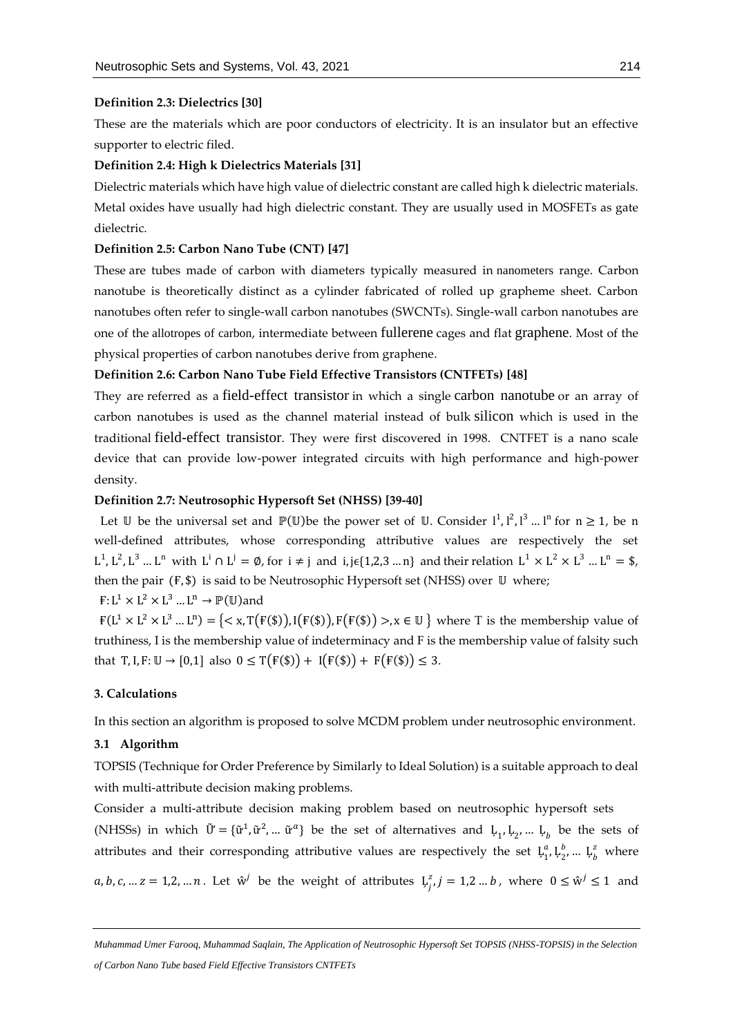**Definition 2.3: Dielectrics [30]**

These are the materials which are poor conductors of electricity. It is an insulator but an effective supporter to electric filed.

**Definition 2.4: High k Dielectrics Materials [31]**

Dielectric materials which have high value of dielectric constant are called high k dielectric materials. Metal oxides have usually had high dielectric constant. They are usually used in MOSFETs as gate dielectric.

**Definition 2.5: Carbon Nano Tube (CNT) [47]**

These are tubes made of carbon with diameters typically measured in nanometers range. Carbon nanotube is theoretically distinct as a cylinder fabricated of rolled up grapheme sheet. Carbon nanotubes often refer to single-wall carbon nanotubes (SWCNTs). Single-wall carbon nanotubes are one of the allotropes of carbon, intermediate between fullerene cages and flat graphene. Most of the physical properties of carbon nanotubes derive from graphene.

**Definition 2.6: Carbon Nano Tube Field Effective Transistors (CNTFETs) [48]**

They are referred as a field-effect transistor in which a single carbon nanotube or an array of carbon nanotubes is used as the channel material instead of bulk silicon which is used in the traditional field-effect transistor. They were first discovered in 1998. CNTFET is a nano scale device that can provide low-power integrated circuits with high performance and high-power density.

**Definition 2.7: Neutrosophic Hypersoft Set (NHSS) [39-40]**

Let $\mathbb{U}$ be the universal set and $\mathbb{P}(\mathbb{U})$be the power set of $\mathbb{U}$. Consider $l^1, l^2, l^3 \ldots l^n$ for $n \geq 1$, be n well-defined attributes, whose corresponding attributive values are respectively the set $L^1, L^2, L^3 \ldots L^n$ with $L^i \cap L^j = \emptyset$, for $i \neq j$ and $i, j \in \{1,2,3 \ldots n\}$ and their relation $L^1 \times L^2 \times L^3 \ldots L^n = \$$, then the pair $(₣, \$)$ is said to be Neutrosophic Hypersoft set (NHSS) over $\mathbb{U}$ where;

$₣: L^1 \times L^2 \times L^3 \ldots L^n \rightarrow \mathbb{P}(\mathbb{U})$and

$₣(L^1 \times L^2 \times L^3 \ldots L^n) = \{< x, T(₣(\$)), I(₣(\$)), F(₣(\$)) >, x \in \mathbb{U}\}$ where T is the membership value of truthiness, I is the membership value of indeterminacy and F is the membership value of falsity such that $T, I, F: \mathbb{U} \rightarrow [0,1]$ also $0 \leq T(₣(\$)) + I(₣(\$)) + F(₣(\$)) \leq 3$.

## 3. Calculations

In this section an algorithm is proposed to solve MCDM problem under neutrosophic environment.

### 3.1 Algorithm

TOPSIS (Technique for Order Preference by Similarly to Ideal Solution) is a suitable approach to deal with multi-attribute decision making problems.

Consider a multi-attribute decision making problem based on neutrosophic hypersoft sets (NHSSs) in which $\tilde{\Upsilon} = \{\tilde{\upsilon}^1, \tilde{\upsilon}^2, \ldots \tilde{\upsilon}^a\}$ be the set of alternatives and $Ḻ_1, Ḻ_2, \ldots Ḻ_b$ be the sets of attributes and their corresponding attributive values are respectively the set $Ḻ_1^a, Ḻ_2^b, \ldots Ḻ_b^z$ where $a, b, c, \ldots z = 1,2, \ldots n$. Let $\hat{w}^j$ be the weight of attributes $Ḻ_j^z, j = 1,2 \ldots b$, where $0 \leq \hat{w}^j \leq 1$ and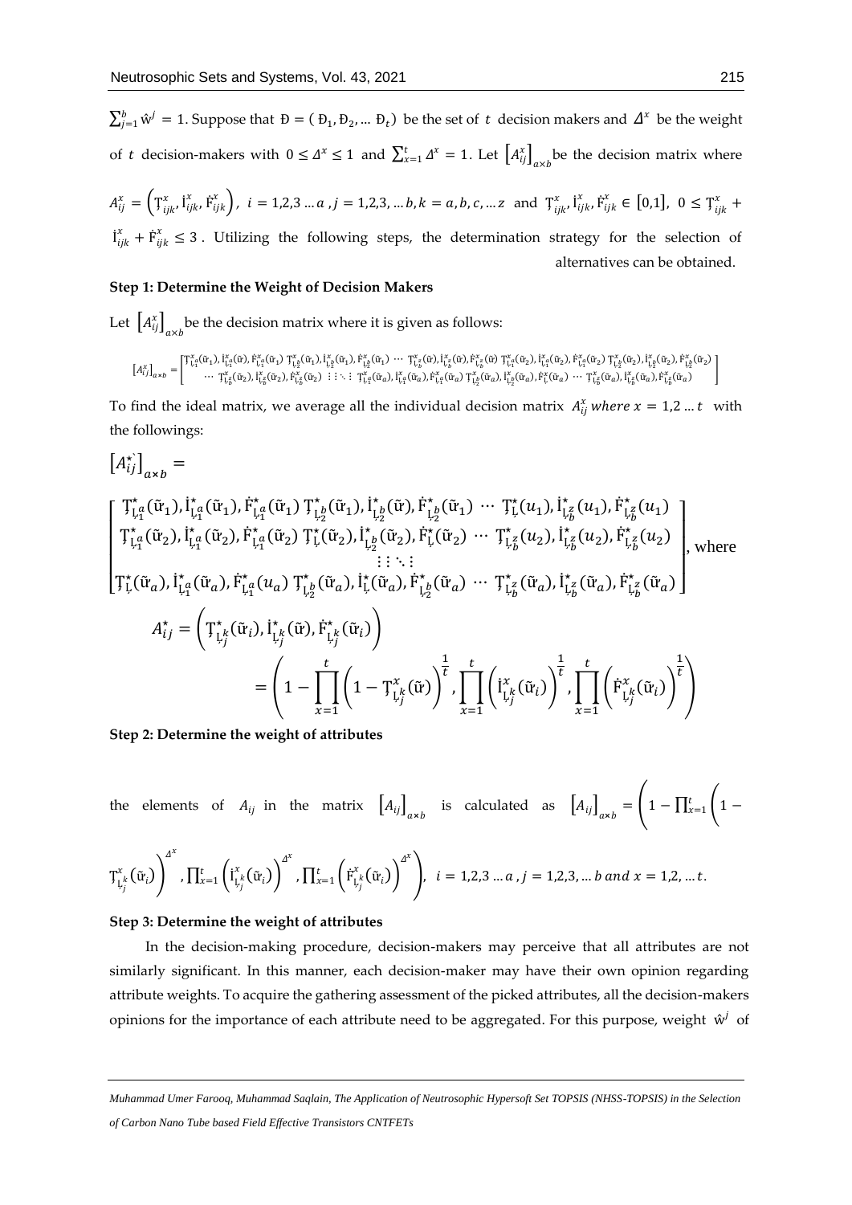$\sum_{j=1}^{b} \hat{w}^j = 1$. Suppose that $Đ = (Đ_1, Đ_2, \dots Đ_t)$ be the set of $t$ decision makers and $\Delta^x$ be the weight of $t$ decision-makers with $0 \le \Delta^x \le 1$ and $\sum_{x=1}^{t} \Delta^x = 1$. Let $\left[A_{ij}^x\right]_{a \times b}$ be the decision matrix where $A_{ij}^x = \left(Ţ_{ijk}^x, İ_{ijk}^x, Ḟ_{ijk}^x\right)$, $i = 1,2,3 \dots a$, $j = 1,2,3, \dots b, k = a, b, c, \dots z$ and $Ţ_{ijk}^x, İ_{ijk}^x, Ḟ_{ijk}^x \in [0,1]$, $0 \le Ţ_{ijk}^x + İ_{ijk}^x + Ḟ_{ijk}^x \le 3$. Utilizing the following steps, the determination strategy for the selection of alternatives can be obtained.

**Step 1: Determine the Weight of Decision Makers**

Let $\left[A_{ij}^x\right]_{a \times b}$ be the decision matrix where it is given as follows:

$$\left[A_{ij}^x\right]_{a \times b} = \begin{bmatrix} Ţ_{Ḷ_1^a}^x(\tilde{r}_1), İ_{Ḷ_1^a}^x(\tilde{r}), Ḟ_{Ḷ_1^a}^x(\tilde{r}_1)\ Ţ_{Ḷ_2^b}^x(\tilde{r}_1), İ_{Ḷ_2^b}^x(\tilde{r}_1), Ḟ_{Ḷ_2^b}^x(\tilde{r}_1) \cdots Ţ_{Ḷ_b^z}^x(\tilde{r}), İ_{Ḷ_b^z}^x(\tilde{r}), Ḟ_{Ḷ_b^z}^x(\tilde{r})\ Ţ_{Ḷ_1^a}^x(\tilde{r}_2), İ_{Ḷ_1^a}^x(\tilde{r}_2), Ḟ_{Ḷ_1^a}^x(\tilde{r}_2)\ Ţ_{Ḷ_2^b}^x(\tilde{r}_2), İ_{Ḷ_2^b}^x(\tilde{r}_2), Ḟ_{Ḷ_2^b}^x(\tilde{r}_2) \\ \cdots Ţ_{Ḷ_b^z}^x(\tilde{r}_2), İ_{Ḷ_b^z}^x(\tilde{r}_2), Ḟ_{Ḷ_b^z}^x(\tilde{r}_2) \vdots \vdots \ddots \vdots\ Ţ_{Ḷ_1^a}^x(\tilde{r}_a), İ_{Ḷ_1^a}^x(\tilde{r}_a), Ḟ_{Ḷ_1^a}^x(\tilde{r}_a)\ Ţ_{Ḷ_2^b}^x(\tilde{r}_a), İ_{Ḷ_2^b}^x(\tilde{r}_a), Ḟ_{Ḷ}^x(\tilde{r}_a) \cdots Ţ_{Ḷ_b^z}^x(\tilde{r}_a), İ_{Ḷ_b^z}^x(\tilde{r}_a), Ḟ_{Ḷ_b^z}^x(\tilde{r}_a) \end{bmatrix}$$

To find the ideal matrix, we average all the individual decision matrix $A_{ij}^x$ *where* $x = 1,2 \dots t$ with the followings:

$$\left[A_{ij}^{\star}\right]_{a \times b} =$$

$$\begin{bmatrix} Ţ_{Ḷ_1^a}^{\star}(\tilde{r}_1), İ_{Ḷ_1^a}^{\star}(\tilde{r}_1), Ḟ_{Ḷ_1^a}^{\star}(\tilde{r}_1)\ Ţ_{Ḷ_2^b}^{\star}(\tilde{r}_1), İ_{Ḷ_2^b}^{\star}(\tilde{r}), Ḟ_{Ḷ_2^b}^{\star}(\tilde{r}_1) \cdots Ţ_{Ḷ}^{\star}(u_1), İ_{Ḷ_b^z}^{\star}(u_1), Ḟ_{Ḷ_b^z}^{\star}(u_1) \\ Ţ_{Ḷ_1^a}^{\star}(\tilde{r}_2), İ_{Ḷ_1^a}^{\star}(\tilde{r}_2), Ḟ_{Ḷ_1^a}^{\star}(\tilde{r}_2)\ Ţ_{Ḷ}^{\star}(\tilde{r}_2), İ_{Ḷ_2^b}^{\star}(\tilde{r}_2), Ḟ_{Ḷ}^{\star}(\tilde{r}_2) \cdots Ţ_{Ḷ_b^z}^{\star}(u_2), İ_{Ḷ_b^z}^{\star}(u_2), Ḟ_{Ḷ_b^z}^{\star}(u_2) \\ \vdots \vdots \ddots \vdots \\ Ţ_{Ḷ}^{\star}(\tilde{r}_a), İ_{Ḷ_1^a}^{\star}(\tilde{r}_a), Ḟ_{Ḷ_1^a}^{\star}(u_a)\ Ţ_{Ḷ_2^b}^{\star}(\tilde{r}_a), İ_{Ḷ}^{\star}(\tilde{r}_a), Ḟ_{Ḷ_2^b}^{\star}(\tilde{r}_a) \cdots Ţ_{Ḷ_b^z}^{\star}(\tilde{r}_a), İ_{Ḷ_b^z}^{\star}(\tilde{r}_a), Ḟ_{Ḷ_b^z}^{\star}(\tilde{r}_a) \end{bmatrix}, \text{ where}$$

$$A_{ij}^{\star} = \left(Ţ_{Ḷ_j^k}^{\star}(\tilde{r}_i), İ_{Ḷ_j^k}^{\star}(\tilde{r}), Ḟ_{Ḷ_j^k}^{\star}(\tilde{r}_i)\right)$$

$$= \left(1 - \prod_{x=1}^{t}\left(1 - Ţ_{Ḷ_j^k}^{x}(\tilde{r})\right)^{\frac{1}{t}}, \prod_{x=1}^{t}\left(İ_{Ḷ_j^k}^{x}(\tilde{r}_i)\right)^{\frac{1}{t}}, \prod_{x=1}^{t}\left(Ḟ_{Ḷ_j^k}^{x}(\tilde{r}_i)\right)^{\frac{1}{t}}\right)$$

**Step 2: Determine the weight of attributes**

the elements of $A_{ij}$ in the matrix $\left[A_{ij}\right]_{a \times b}$ is calculated as $\left[A_{ij}\right]_{a \times b} = \left(1 - \prod_{x=1}^{t}\left(1 - Ţ_{Ḷ_j^k}^{x}(\tilde{r}_i)\right)^{\Delta^x}, \prod_{x=1}^{t}\left(İ_{Ḷ_j^k}^{x}(\tilde{r}_i)\right)^{\Delta^x}, \prod_{x=1}^{t}\left(Ḟ_{Ḷ_j^k}^{x}(\tilde{r}_i)\right)^{\Delta^x}\right)$, $i = 1,2,3 \dots a$, $j = 1,2,3, \dots b$ *and* $x = 1,2, \dots t$.

**Step 3: Determine the weight of attributes**

In the decision-making procedure, decision-makers may perceive that all attributes are not similarly significant. In this manner, each decision-maker may have their own opinion regarding attribute weights. To acquire the gathering assessment of the picked attributes, all the decision-makers opinions for the importance of each attribute need to be aggregated. For this purpose, weight $\hat{w}^j$ of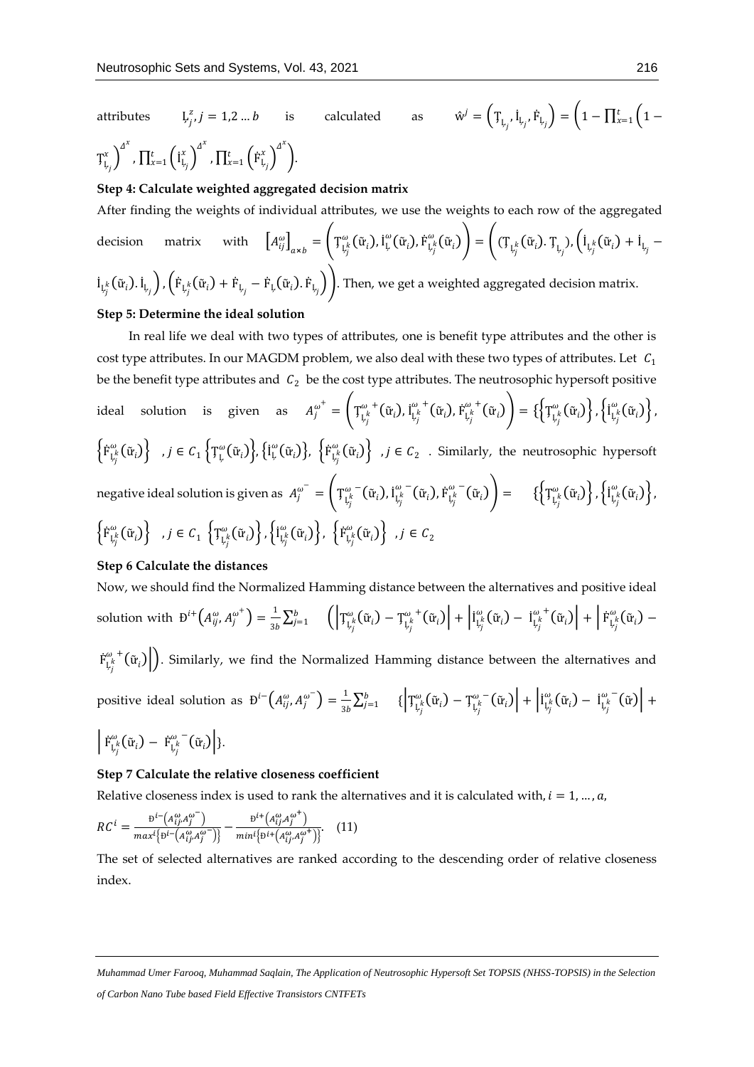attributes $\text{Ł}_j^z, j = 1,2 \ldots b$ is calculated as $\hat{w}^j = \left(\mathrm{Ţ}_{\text{Ł}_j}, \dot{\mathrm{I}}_{\text{Ł}_j}, \dot{\mathrm{F}}_{\text{Ł}_j}\right) = \left(1 - \prod_{x=1}^{t}\left(1 - \mathrm{Ţ}_{\text{Ł}_j}^x\right)^{\Delta^x}, \prod_{x=1}^{t}\left(\dot{\mathrm{I}}_{\text{Ł}_j}^x\right)^{\Delta^x}, \prod_{x=1}^{t}\left(\dot{\mathrm{F}}_{\text{Ł}_j}^x\right)^{\Delta^x}\right)$.

**Step 4: Calculate weighted aggregated decision matrix**

After finding the weights of individual attributes, we use the weights to each row of the aggregated decision matrix with $\left[A_{ij}^{\omega}\right]_{a \times b} = \left(\mathrm{Ţ}_{\text{Ł}_j^k}^{\omega}(\tilde{\text{r}}_i), \dot{\mathrm{I}}_{\text{Ł}}^{\omega}(\tilde{\text{r}}_i), \dot{\mathrm{F}}_{\text{Ł}_j^k}^{\omega}(\tilde{\text{r}}_i)\right) = \left((\mathrm{Ţ}_{\text{Ł}_j^k}(\tilde{\text{r}}_i).\, \mathrm{Ţ}_{\text{Ł}_j}), \left(\dot{\mathrm{I}}_{\text{Ł}_j^k}(\tilde{\text{r}}_i) + \dot{\mathrm{I}}_{\text{Ł}_j} - \dot{\mathrm{I}}_{\text{Ł}_j^k}(\tilde{\text{r}}_i).\, \dot{\mathrm{I}}_{\text{Ł}_j}\right), \left(\dot{\mathrm{F}}_{\text{Ł}_j^k}(\tilde{\text{r}}_i) + \dot{\mathrm{F}}_{\text{Ł}_j} - \dot{\mathrm{F}}_{\text{Ł}}(\tilde{\text{r}}_i).\, \dot{\mathrm{F}}_{\text{Ł}_j}\right)\right)$. Then, we get a weighted aggregated decision matrix.

**Step 5: Determine the ideal solution**

In real life we deal with two types of attributes, one is benefit type attributes and the other is cost type attributes. In our MAGDM problem, we also deal with these two types of attributes. Let $C_1$ be the benefit type attributes and $C_2$ be the cost type attributes. The neutrosophic hypersoft positive ideal solution is given as $A_j^{\omega^+} = \left(\mathrm{Ţ}_{\text{Ł}_j^k}^{\omega^+}(\tilde{\text{r}}_i), \dot{\mathrm{I}}_{\text{Ł}_j^k}^{\omega^+}(\tilde{\text{r}}_i), \dot{\mathrm{F}}_{\text{Ł}_j^k}^{\omega^+}(\tilde{\text{r}}_i)\right) = \left\{\left\{\mathrm{Ţ}_{\text{Ł}_j^k}^{\omega}(\tilde{\text{r}}_i)\right\}, \left\{\dot{\mathrm{I}}_{\text{Ł}_j^k}^{\omega}(\tilde{\text{r}}_i)\right\}, \left\{\dot{\mathrm{F}}_{\text{Ł}_j^k}^{\omega}(\tilde{\text{r}}_i)\right\}\right.$ $, j \in C_1 \left\{\mathrm{Ţ}_{\text{Ł}}^{\omega}(\tilde{\text{r}}_i)\right\}, \left\{\dot{\mathrm{I}}_{\text{Ł}}^{\omega}(\tilde{\text{r}}_i)\right\}, \left\{\dot{\mathrm{F}}_{\text{Ł}_j^k}^{\omega}(\tilde{\text{r}}_i)\right\}$ $, j \in C_2$. Similarly, the neutrosophic hypersoft negative ideal solution is given as $A_j^{\omega^-} = \left(\mathrm{Ţ}_{\text{Ł}_j^k}^{\omega^-}(\tilde{\text{r}}_i), \dot{\mathrm{I}}_{\text{Ł}_j^k}^{\omega^-}(\tilde{\text{r}}_i), \dot{\mathrm{F}}_{\text{Ł}_j^k}^{\omega^-}(\tilde{\text{r}}_i)\right) = \left\{\left\{\mathrm{Ţ}_{\text{Ł}_j^k}^{\omega}(\tilde{\text{r}}_i)\right\}, \left\{\dot{\mathrm{I}}_{\text{Ł}_j^k}^{\omega}(\tilde{\text{r}}_i)\right\}, \left\{\dot{\mathrm{F}}_{\text{Ł}_j^k}^{\omega}(\tilde{\text{r}}_i)\right\}\right.$ $, j \in C_1 \left\{\mathrm{Ţ}_{\text{Ł}_j^k}^{\omega}(\tilde{\text{r}}_i)\right\}, \left\{\dot{\mathrm{I}}_{\text{Ł}_j^k}^{\omega}(\tilde{\text{r}}_i)\right\}, \left\{\dot{\mathrm{F}}_{\text{Ł}_j^k}^{\omega}(\tilde{\text{r}}_i)\right\}$ $, j \in C_2$

**Step 6 Calculate the distances**

Now, we should find the Normalized Hamming distance between the alternatives and positive ideal solution with $\text{Đ}^{i+}\left(A_{ij}^{\omega}, A_j^{\omega^+}\right) = \frac{1}{3b}\sum_{j=1}^{b} \left(\left|\mathrm{Ţ}_{\text{Ł}_j^k}^{\omega}(\tilde{\text{r}}_i) - \mathrm{Ţ}_{\text{Ł}_j^k}^{\omega^+}(\tilde{\text{r}}_i)\right| + \left|\dot{\mathrm{I}}_{\text{Ł}_j^k}^{\omega}(\tilde{\text{r}}_i) - \dot{\mathrm{I}}_{\text{Ł}_j^k}^{\omega^+}(\tilde{\text{r}}_i)\right| + \left|\dot{\mathrm{F}}_{\text{Ł}_j^k}^{\omega}(\tilde{\text{r}}_i) - \dot{\mathrm{F}}_{\text{Ł}_j^k}^{\omega^+}(\tilde{\text{r}}_i)\right|\right)$. Similarly, we find the Normalized Hamming distance between the alternatives and positive ideal solution as $\text{Đ}^{i-}\left(A_{ij}^{\omega}, A_j^{\omega^-}\right) = \frac{1}{3b}\sum_{j=1}^{b} \left\{\left|\mathrm{Ţ}_{\text{Ł}_j^k}^{\omega}(\tilde{\text{r}}_i) - \mathrm{Ţ}_{\text{Ł}_j^k}^{\omega^-}(\tilde{\text{r}}_i)\right| + \left|\dot{\mathrm{I}}_{\text{Ł}_j^k}^{\omega}(\tilde{\text{r}}_i) - \dot{\mathrm{I}}_{\text{Ł}_j^k}^{\omega^-}(\tilde{\text{r}})\right| + \left|\dot{\mathrm{F}}_{\text{Ł}_j^k}^{\omega}(\tilde{\text{r}}_i) - \dot{\mathrm{F}}_{\text{Ł}_j^k}^{\omega^-}(\tilde{\text{r}}_i)\right|\right\}$.

**Step 7 Calculate the relative closeness coefficient**

Relative closeness index is used to rank the alternatives and it is calculated with, $i = 1, \ldots, a$,

$$RC^i = \frac{\text{Đ}^{i-}\left(A_{ij}^{\omega}, A_j^{\omega^-}\right)}{max^i\left\{\text{Đ}^{i-}\left(A_{ij}^{\omega}, A_j^{\omega^-}\right)\right\}} - \frac{\text{Đ}^{i+}\left(A_{ij}^{\omega}, A_j^{\omega^+}\right)}{min^i\left\{\text{Đ}^{i+}\left(A_{ij}^{\omega}, A_j^{\omega^+}\right)\right\}}. \quad (11)$$

The set of selected alternatives are ranked according to the descending order of relative closeness index.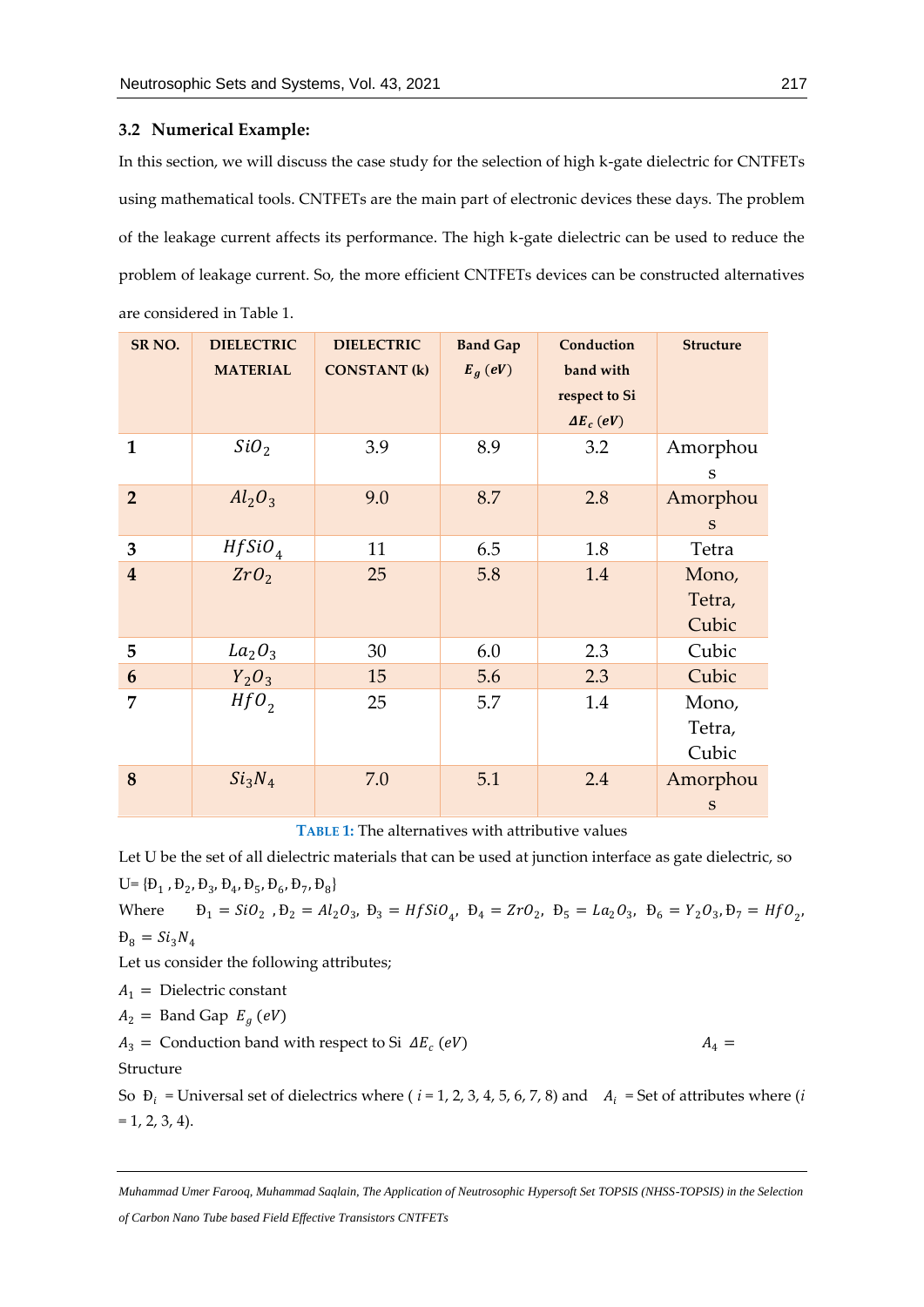### 3.2 Numerical Example:

In this section, we will discuss the case study for the selection of high k-gate dielectric for CNTFETs using mathematical tools. CNTFETs are the main part of electronic devices these days. The problem of the leakage current affects its performance. The high k-gate dielectric can be used to reduce the problem of leakage current. So, the more efficient CNTFETs devices can be constructed alternatives are considered in Table 1.

| SR NO. | DIELECTRIC MATERIAL | DIELECTRIC CONSTANT (k) | Band Gap $E_g$ $(eV)$ | Conduction band with respect to Si $\Delta E_c$ $(eV)$ | Structure |
|---|---|---|---|---|---|
| 1 | $SiO_2$ | 3.9 | 8.9 | 3.2 | Amorphous |
| 2 | $Al_2O_3$ | 9.0 | 8.7 | 2.8 | Amorphous |
| 3 | $HfSiO_4$ | 11 | 6.5 | 1.8 | Tetra |
| 4 | $ZrO_2$ | 25 | 5.8 | 1.4 | Mono, Tetra, Cubic |
| 5 | $La_2O_3$ | 30 | 6.0 | 2.3 | Cubic |
| 6 | $Y_2O_3$ | 15 | 5.6 | 2.3 | Cubic |
| 7 | $HfO_2$ | 25 | 5.7 | 1.4 | Mono, Tetra, Cubic |
| 8 | $Si_3N_4$ | 7.0 | 5.1 | 2.4 | Amorphous |

**TABLE 1:** The alternatives with attributive values

Let U be the set of all dielectric materials that can be used at junction interface as gate dielectric, so U= {$Đ_1$ , $Đ_2$, $Đ_3$, $Đ_4$, $Đ_5$, $Đ_6$, $Đ_7$, $Đ_8$}

Where $Đ_1 = SiO_2$ , $Đ_2 = Al_2O_3$, $Đ_3 = HfSiO_4$, $Đ_4 = ZrO_2$, $Đ_5 = La_2O_3$, $Đ_6 = Y_2O_3$, $Đ_7 = HfO_2$, $Đ_8 = Si_3N_4$

Let us consider the following attributes;

$A_1 =$ Dielectric constant

$A_2 =$ Band Gap $E_g$ $(eV)$

$A_3 =$ Conduction band with respect to Si $\Delta E_c$ $(eV)$

$A_4 =$ Structure

So $Đ_i$ = Universal set of dielectrics where ( $i$ = 1, 2, 3, 4, 5, 6, 7, 8) and $A_i$ = Set of attributes where ($i$ = 1, 2, 3, 4).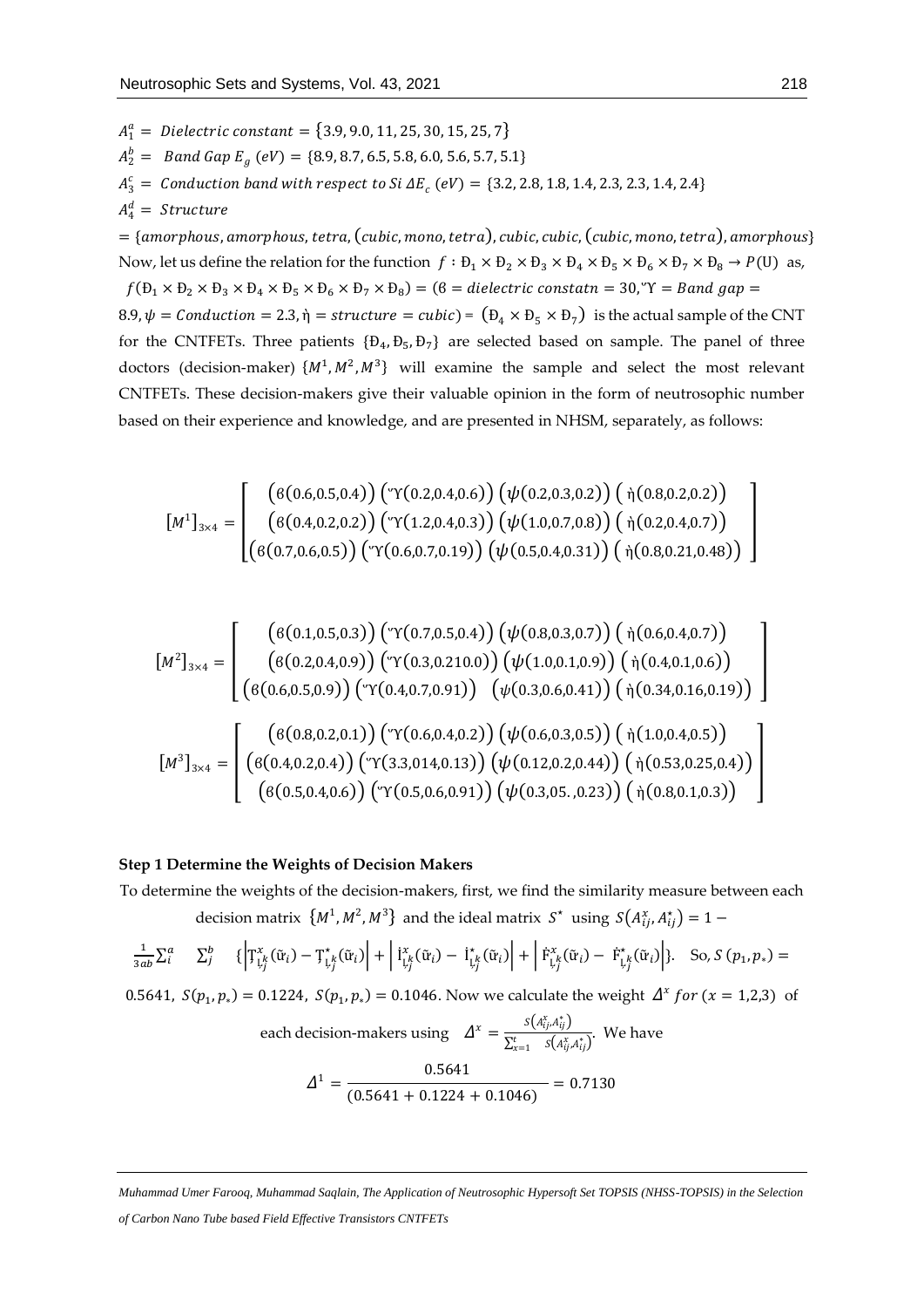$A_1^a = \textit{Dielectric constant} = \{3.9, 9.0, 11, 25, 30, 15, 25, 7\}$

$A_2^b = \textit{Band Gap } E_g \ (eV) = \{8.9, 8.7, 6.5, 5.8, 6.0, 5.6, 5.7, 5.1\}$

$A_3^c = \textit{Conduction band with respect to Si } \Delta E_c \ (eV) = \{3.2, 2.8, 1.8, 1.4, 2.3, 2.3, 1.4, 2.4\}$

$A_4^d = \textit{Structure}$

$= \{amorphous, amorphous, tetra, (cubic, mono, tetra), cubic, cubic, (cubic, mono, tetra), amorphous\}$

Now, let us define the relation for the function $f : Đ_1 \times Đ_2 \times Đ_3 \times Đ_4 \times Đ_5 \times Đ_6 \times Đ_7 \times Đ_8 \to P(U)$ as, $f(Đ_1 \times Đ_2 \times Đ_3 \times Đ_4 \times Đ_5 \times Đ_6 \times Đ_7 \times Đ_8) = (\beta = dielectric\ constatn = 30, \Upsilon = Band\ gap = 8.9, \psi = Conduction = 2.3, \dot{\eta} = structure = cubic) = (Đ_4 \times Đ_5 \times Đ_7)$ is the actual sample of the CNT for the CNTFETs. Three patients $\{Đ_4, Đ_5, Đ_7\}$ are selected based on sample. The panel of three doctors (decision-maker) $\{M^1, M^2, M^3\}$ will examine the sample and select the most relevant CNTFETs. These decision-makers give their valuable opinion in the form of neutrosophic number based on their experience and knowledge, and are presented in NHSM, separately, as follows:

$$[M^1]_{3\times 4} = \begin{bmatrix} (\beta(0.6,0.5,0.4)) & (\Upsilon(0.2,0.4,0.6)) & (\psi(0.2,0.3,0.2)) & (\dot{\eta}(0.8,0.2,0.2)) \\ (\beta(0.4,0.2,0.2)) & (\Upsilon(1.2,0.4,0.3)) & (\psi(1.0,0.7,0.8)) & (\dot{\eta}(0.2,0.4,0.7)) \\ (\beta(0.7,0.6,0.5)) & (\Upsilon(0.6,0.7,0.19)) & (\psi(0.5,0.4,0.31)) & (\dot{\eta}(0.8,0.21,0.48)) \end{bmatrix}$$

$$[M^2]_{3\times 4} = \begin{bmatrix} (\beta(0.1,0.5,0.3)) & (\Upsilon(0.7,0.5,0.4)) & (\psi(0.8,0.3,0.7)) & (\dot{\eta}(0.6,0.4,0.7)) \\ (\beta(0.2,0.4,0.9)) & (\Upsilon(0.3,0.210.0)) & (\psi(1.0,0.1,0.9)) & (\dot{\eta}(0.4,0.1,0.6)) \\ (\beta(0.6,0.5,0.9)) & (\Upsilon(0.4,0.7,0.91)) & (\psi(0.3,0.6,0.41)) & (\dot{\eta}(0.34,0.16,0.19)) \end{bmatrix}$$

$$[M^3]_{3\times 4} = \begin{bmatrix} (\beta(0.8,0.2,0.1)) & (\Upsilon(0.6,0.4,0.2)) & (\psi(0.6,0.3,0.5)) & (\dot{\eta}(1.0,0.4,0.5)) \\ (\beta(0.4,0.2,0.4)) & (\Upsilon(3.3,014,0.13)) & (\psi(0.12,0.2,0.44)) & (\dot{\eta}(0.53,0.25,0.4)) \\ (\beta(0.5,0.4,0.6)) & (\Upsilon(0.5,0.6,0.91)) & (\psi(0.3,05.\,,0.23)) & (\dot{\eta}(0.8,0.1,0.3)) \end{bmatrix}$$

**Step 1 Determine the Weights of Decision Makers**

To determine the weights of the decision-makers, first, we find the similarity measure between each decision matrix $\{M^1, M^2, M^3\}$ and the ideal matrix $S^\star$ using $S(A_{ij}^x, A_{ij}^\star) = 1 - \frac{1}{3ab}\sum_i^a \sum_j^b \{ \left|T_{ij}^x(\tilde{u}_i) - T_{ij}^\star(\tilde{u}_i)\right| + \left|I_{ij}^x(\tilde{u}_i) - I_{ij}^\star(\tilde{u}_i)\right| + \left|F_{ij}^x(\tilde{u}_i) - F_{ij}^\star(\tilde{u}_i)\right| \}$. So, $S(p_1, p_*) = 0.5641$, $S(p_1, p_*) = 0.1224$, $S(p_1, p_*) = 0.1046$. Now we calculate the weight $\Delta^x \ for\ (x = 1,2,3)$ of each decision-makers using $\Delta^x = \frac{S(A_{ij}^x, A_{ij}^\star)}{\sum_{x=1}^t S(A_{ij}^x, A_{ij}^\star)}$. We have

$$\Delta^1 = \frac{0.5641}{(0.5641 + 0.1224 + 0.1046)} = 0.7130$$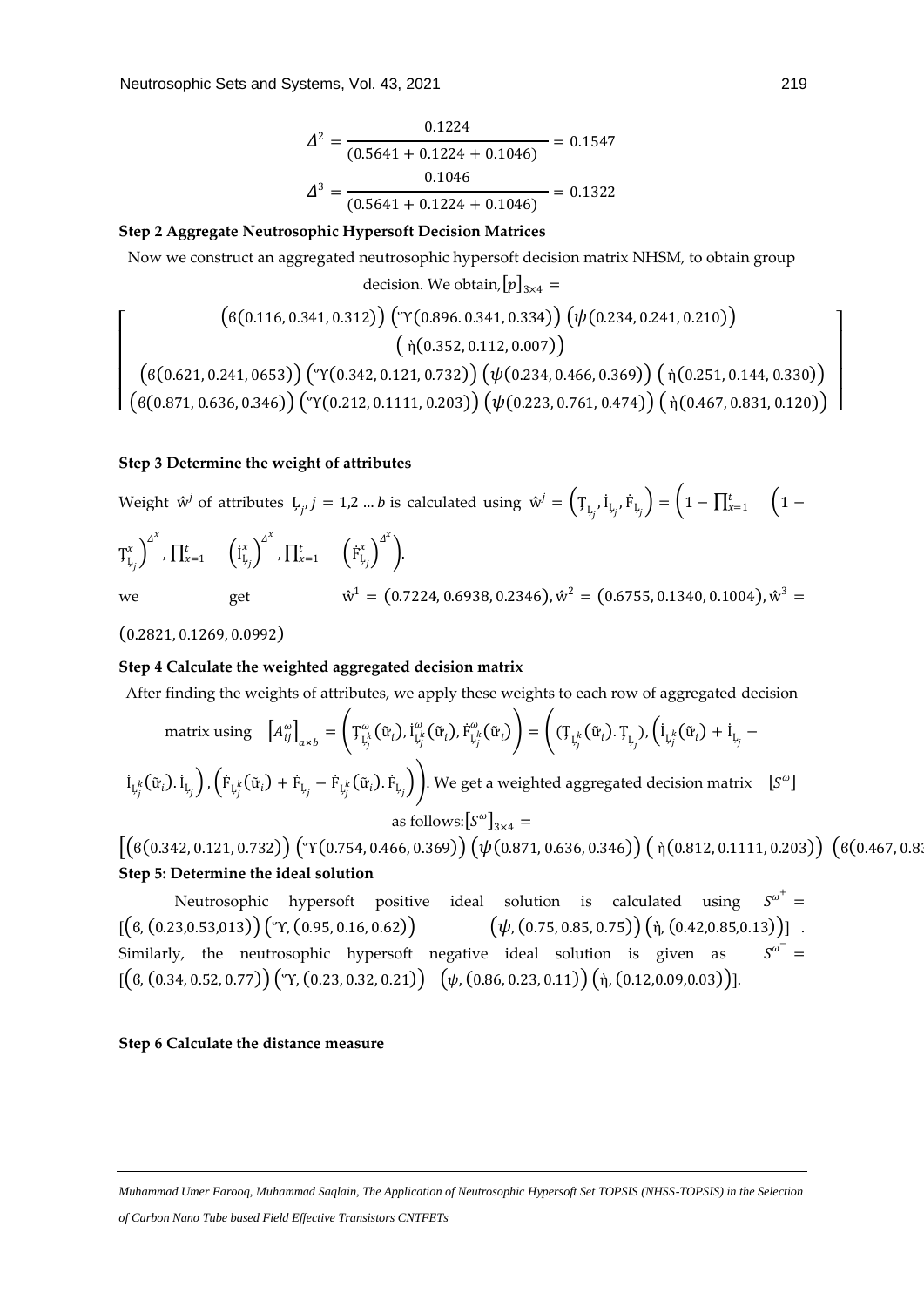$$\Delta^2 = \frac{0.1224}{(0.5641 + 0.1224 + 0.1046)} = 0.1547$$

$$\Delta^3 = \frac{0.1046}{(0.5641 + 0.1224 + 0.1046)} = 0.1322$$

**Step 2 Aggregate Neutrosophic Hypersoft Decision Matrices**

Now we construct an aggregated neutrosophic hypersoft decision matrix NHSM, to obtain group decision. We obtain, $[p]_{3\times 4}$ =

$$\begin{bmatrix} \big(\beta(0.116, 0.341, 0.312)\big)\ \big(\Upsilon(0.896. 0.341, 0.334)\big)\ \big(\psi(0.234, 0.241, 0.210)\big)\ \big(\dot{\eta}(0.352, 0.112, 0.007)\big) \\ \big(\beta(0.621, 0.241, 0653)\big)\ \big(\Upsilon(0.342, 0.121, 0.732)\big)\ \big(\psi(0.234, 0.466, 0.369)\big)\ \big(\dot{\eta}(0.251, 0.144, 0.330)\big) \\ \big(\beta(0.871, 0.636, 0.346)\big)\ \big(\Upsilon(0.212, 0.1111, 0.203)\big)\ \big(\psi(0.223, 0.761, 0.474)\big)\ \big(\dot{\eta}(0.467, 0.831, 0.120)\big) \end{bmatrix}$$

**Step 3 Determine the weight of attributes**

Weight $\hat{w}^j$ of attributes $Ḷ_j$, $j = 1,2 \ldots b$ is calculated using $\hat{w}^j = \left(T_{Ḷ_j}, İ_{Ḷ_j}, Ḟ_{Ḷ_j}\right) = \left(1 - \prod_{x=1}^{t} \left(1 - T_{Ḷ_j}^x\right)^{\Delta^x}, \prod_{x=1}^{t} \left(İ_{Ḷ_j}^x\right)^{\Delta^x}, \prod_{x=1}^{t} \left(Ḟ_{Ḷ_j}^x\right)^{\Delta^x}\right)$.

we get $\hat{w}^1 = (0.7224, 0.6938, 0.2346)$, $\hat{w}^2 = (0.6755, 0.1340, 0.1004)$, $\hat{w}^3 = (0.2821, 0.1269, 0.0992)$

**Step 4 Calculate the weighted aggregated decision matrix**

After finding the weights of attributes, we apply these weights to each row of aggregated decision matrix using $\left[A_{ij}^{\omega}\right]_{a\times b} = \left(T_{Ḷ_j^k}^{\omega}(\tilde{u}_i), İ_{Ḷ_j^k}^{\omega}(\tilde{u}_i), Ḟ_{Ḷ_j^k}^{\omega}(\tilde{u}_i)\right) = \left((T_{Ḷ_j^k}(\tilde{u}_i).\, T_{Ḷ_j}), \left(İ_{Ḷ_j^k}(\tilde{u}_i) + İ_{Ḷ_j} - İ_{Ḷ_j^k}(\tilde{u}_i).\, İ_{Ḷ_j}\right), \left(Ḟ_{Ḷ_j^k}(\tilde{u}_i) + Ḟ_{Ḷ_j} - Ḟ_{Ḷ_j^k}(\tilde{u}_i).\, Ḟ_{Ḷ_j}\right)\right)$. We get a weighted aggregated decision matrix $[S^{\omega}]$ as follows: $[S^{\omega}]_{3\times 4}$ =

$\big[\big(\beta(0.342, 0.121, 0.732)\big)\ \big(\Upsilon(0.754, 0.466, 0.369)\big)\ \big(\psi(0.871, 0.636, 0.346)\big)\ \big(\dot{\eta}(0.812, 0.1111, 0.203)\big)\ \big(\beta(0.467, 0.83$

**Step 5: Determine the ideal solution**

Neutrosophic hypersoft positive ideal solution is calculated using $S^{\omega^+} = [(\beta, (0.23, 0.53, 013))\ (\Upsilon, (0.95, 0.16, 0.62))\ (\psi, (0.75, 0.85, 0.75))\ (\dot{\eta}, (0.42, 0.85, 0.13))]$. Similarly, the neutrosophic hypersoft negative ideal solution is given as $S^{\omega^-} = [(\beta, (0.34, 0.52, 0.77))\ (\Upsilon, (0.23, 0.32, 0.21))\ (\psi, (0.86, 0.23, 0.11))\ (\dot{\eta}, (0.12, 0.09, 0.03))]$.

**Step 6 Calculate the distance measure**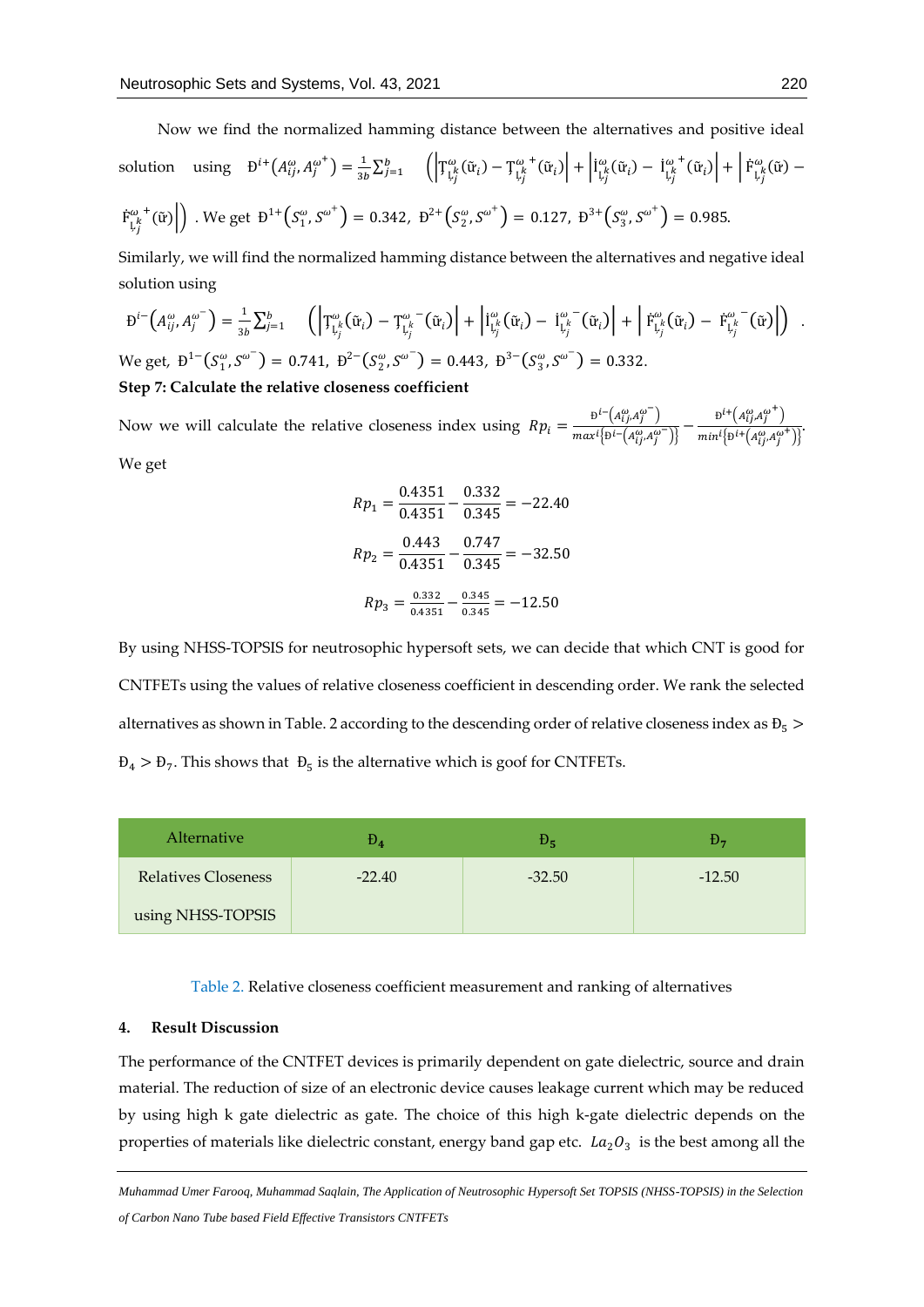Now we find the normalized hamming distance between the alternatives and positive ideal solution using $Đ^{i+}\left(A_{ij}^{\omega}, A_j^{\omega^+}\right) = \frac{1}{3b}\sum_{j=1}^{b} \left(\left|Ț_{Ļ_j^k}^{\omega}(\tilde{r}_i) - Ț_{Ļ_j^k}^{\omega^+}(\tilde{r}_i)\right| + \left|İ_{Ļ_j^k}^{\omega}(\tilde{r}_i) - İ_{Ļ_j^k}^{\omega^+}(\tilde{r}_i)\right| + \left|Ḟ_{Ļ_j^k}^{\omega}(\tilde{r}) - Ḟ_{Ļ_j^k}^{\omega^+}(\tilde{r})\right|\right)$. We get $Đ^{1+}\left(S_1^{\omega}, S^{\omega^+}\right) = 0.342$, $Đ^{2+}\left(S_2^{\omega}, S^{\omega^+}\right) = 0.127$, $Đ^{3+}\left(S_3^{\omega}, S^{\omega^+}\right) = 0.985$.

Similarly, we will find the normalized hamming distance between the alternatives and negative ideal solution using

$$Đ^{i-}\left(A_{ij}^{\omega}, A_j^{\omega^-}\right) = \frac{1}{3b}\sum_{j=1}^{b} \left(\left|Ț_{Ļ_j^k}^{\omega}(\tilde{r}_i) - Ț_{Ļ_j^k}^{\omega^-}(\tilde{r}_i)\right| + \left|İ_{Ļ_j^k}^{\omega}(\tilde{r}_i) - İ_{Ļ_j^k}^{\omega^-}(\tilde{r}_i)\right| + \left|Ḟ_{Ļ_j^k}^{\omega}(\tilde{r}_i) - Ḟ_{Ļ_j^k}^{\omega^-}(\tilde{r})\right|\right).$$

We get, $Đ^{1-}\left(S_1^{\omega}, S^{\omega^-}\right) = 0.741$, $Đ^{2-}\left(S_2^{\omega}, S^{\omega^-}\right) = 0.443$, $Đ^{3-}\left(S_3^{\omega}, S^{\omega^-}\right) = 0.332$.

**Step 7: Calculate the relative closeness coefficient**

Now we will calculate the relative closeness index using $Rp_i = \frac{Đ^{i-}\left(A_{ij}^{\omega}, A_j^{\omega^-}\right)}{max^i\left\{Đ^{i-}\left(A_{ij}^{\omega}, A_j^{\omega^-}\right)\right\}} - \frac{Đ^{i+}\left(A_{ij}^{\omega}, A_j^{\omega^+}\right)}{min^i\left\{Đ^{i+}\left(A_{ij}^{\omega}, A_j^{\omega^+}\right)\right\}}$.

We get

$$Rp_1 = \frac{0.4351}{0.4351} - \frac{0.332}{0.345} = -22.40$$

$$Rp_2 = \frac{0.443}{0.4351} - \frac{0.747}{0.345} = -32.50$$

$$Rp_3 = \frac{0.332}{0.4351} - \frac{0.345}{0.345} = -12.50$$

By using NHSS-TOPSIS for neutrosophic hypersoft sets, we can decide that which CNT is good for CNTFETs using the values of relative closeness coefficient in descending order. We rank the selected alternatives as shown in Table. 2 according to the descending order of relative closeness index as $Đ_5 > Đ_4 > Đ_7$. This shows that $Đ_5$ is the alternative which is goof for CNTFETs.

| Alternative | $Đ_4$ | $Đ_5$ | $Đ_7$ |
|---|---|---|---|
| Relatives Closeness using NHSS-TOPSIS | -22.40 | -32.50 | -12.50 |

Table 2. Relative closeness coefficient measurement and ranking of alternatives

## 4. Result Discussion

The performance of the CNTFET devices is primarily dependent on gate dielectric, source and drain material. The reduction of size of an electronic device causes leakage current which may be reduced by using high k gate dielectric as gate. The choice of this high k-gate dielectric depends on the properties of materials like dielectric constant, energy band gap etc. $La_2O_3$ is the best among all the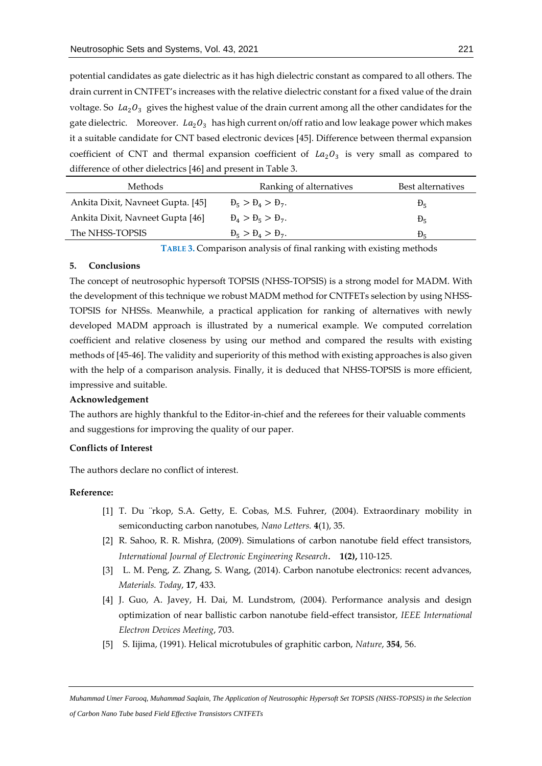potential candidates as gate dielectric as it has high dielectric constant as compared to all others. The drain current in CNTFET's increases with the relative dielectric constant for a fixed value of the drain voltage. So $La_2O_3$ gives the highest value of the drain current among all the other candidates for the gate dielectric. Moreover. $La_2O_3$ has high current on/off ratio and low leakage power which makes it a suitable candidate for CNT based electronic devices [45]. Difference between thermal expansion coefficient of CNT and thermal expansion coefficient of $La_2O_3$ is very small as compared to difference of other dielectrics [46] and present in Table 3.

| Methods | Ranking of alternatives | Best alternatives |
|---|---|---|
| Ankita Dixit, Navneet Gupta. [45] | $Đ_5 > Đ_4 > Đ_7$. | $Đ_5$ |
| Ankita Dixit, Navneet Gupta [46] | $Đ_4 > Đ_5 > Đ_7$. | $Đ_5$ |
| The NHSS-TOPSIS | $Đ_5 > Đ_4 > Đ_7$. | $Đ_5$ |

**TABLE 3.** Comparison analysis of final ranking with existing methods

## 5. Conclusions

The concept of neutrosophic hypersoft TOPSIS (NHSS-TOPSIS) is a strong model for MADM. With the development of this technique we robust MADM method for CNTFETs selection by using NHSS-TOPSIS for NHSSs. Meanwhile, a practical application for ranking of alternatives with newly developed MADM approach is illustrated by a numerical example. We computed correlation coefficient and relative closeness by using our method and compared the results with existing methods of [45-46]. The validity and superiority of this method with existing approaches is also given with the help of a comparison analysis. Finally, it is deduced that NHSS-TOPSIS is more efficient, impressive and suitable.

**Acknowledgement**

The authors are highly thankful to the Editor-in-chief and the referees for their valuable comments and suggestions for improving the quality of our paper.

**Conflicts of Interest**

The authors declare no conflict of interest.

**Reference:**

[1] T. Du ̈rkop, S.A. Getty, E. Cobas, M.S. Fuhrer, (2004). Extraordinary mobility in semiconducting carbon nanotubes, *Nano Letters.* **4**(1), 35.

[2] R. Sahoo, R. R. Mishra, (2009). Simulations of carbon nanotube field effect transistors, *International Journal of Electronic Engineering Research*. **1(2),** 110-125.

[3] L. M. Peng, Z. Zhang, S. Wang, (2014). Carbon nanotube electronics: recent advances, *Materials. Today*, **17**, 433.

[4] J. Guo, A. Javey, H. Dai, M. Lundstrom, (2004). Performance analysis and design optimization of near ballistic carbon nanotube field-effect transistor, *IEEE International Electron Devices Meeting*, 703.

[5] S. Iijima, (1991). Helical microtubules of graphitic carbon, *Nature*, **354**, 56.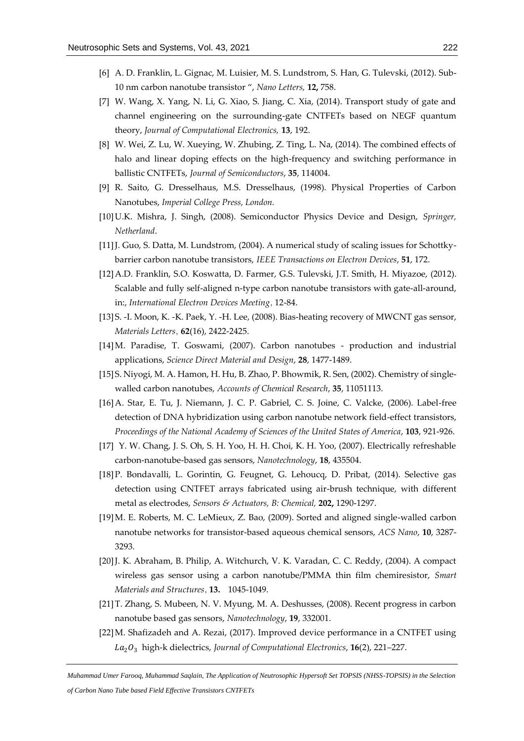[6] A. D. Franklin, L. Gignac, M. Luisier, M. S. Lundstrom, S. Han, G. Tulevski, (2012). Sub-10 nm carbon nanotube transistor ", *Nano Letters,* **12,** 758.

[7] W. Wang, X. Yang, N. Li, G. Xiao, S. Jiang, C. Xia, (2014). Transport study of gate and channel engineering on the surrounding-gate CNTFETs based on NEGF quantum theory, *Journal of Computational Electronics,* **13**, 192.

[8] W. Wei, Z. Lu, W. Xueying, W. Zhubing, Z. Ting, L. Na, (2014). The combined effects of halo and linear doping effects on the high-frequency and switching performance in ballistic CNTFETs, *Journal of Semiconductors*, **35**, 114004.

[9] R. Saito, G. Dresselhaus, M.S. Dresselhaus, (1998). Physical Properties of Carbon Nanotubes, *Imperial College Press, London.*

[10] U.K. Mishra, J. Singh, (2008). Semiconductor Physics Device and Design, *Springer, Netherland*.

[11] J. Guo, S. Datta, M. Lundstrom, (2004). A numerical study of scaling issues for Schottky-barrier carbon nanotube transistors, *IEEE Transactions on Electron Devices*, **51**, 172.

[12] A.D. Franklin, S.O. Koswatta, D. Farmer, G.S. Tulevski, J.T. Smith, H. Miyazoe, (2012). Scalable and fully self-aligned n-type carbon nanotube transistors with gate-all-around, in:, *International Electron Devices Meeting*, 12-84.

[13] S. -I. Moon, K. -K. Paek, Y. -H. Lee, (2008). Bias-heating recovery of MWCNT gas sensor, *Materials Letters*, **62**(16), 2422-2425.

[14] M. Paradise, T. Goswami, (2007). Carbon nanotubes - production and industrial applications, *Science Direct Material and Design*, **28**, 1477-1489.

[15] S. Niyogi, M. A. Hamon, H. Hu, B. Zhao, P. Bhowmik, R. Sen, (2002). Chemistry of single-walled carbon nanotubes, *Accounts of Chemical Research*, **35**, 11051113.

[16] A. Star, E. Tu, J. Niemann, J. C. P. Gabriel, C. S. Joine, C. Valcke, (2006). Label-free detection of DNA hybridization using carbon nanotube network field-effect transistors, *Proceedings of the National Academy of Sciences of the United States of America*, **103**, 921-926.

[17] Y. W. Chang, J. S. Oh, S. H. Yoo, H. H. Choi, K. H. Yoo, (2007). Electrically refreshable carbon-nanotube-based gas sensors, *Nanotechnology*, **18**, 435504.

[18] P. Bondavalli, L. Gorintin, G. Feugnet, G. Lehoucq, D. Pribat, (2014). Selective gas detection using CNTFET arrays fabricated using air-brush technique, with different metal as electrodes, *Sensors & Actuators, B: Chemical,* **202,** 1290-1297.

[19] M. E. Roberts, M. C. LeMieux, Z. Bao, (2009). Sorted and aligned single-walled carbon nanotube networks for transistor-based aqueous chemical sensors, *ACS Nano*, **10**, 3287-3293.

[20] J. K. Abraham, B. Philip, A. Witchurch, V. K. Varadan, C. C. Reddy, (2004). A compact wireless gas sensor using a carbon nanotube/PMMA thin film chemiresistor, *Smart Materials and Structures*, **13.** 1045-1049.

[21] T. Zhang, S. Mubeen, N. V. Myung, M. A. Deshusses, (2008). Recent progress in carbon nanotube based gas sensors, *Nanotechnology*, **19**, 332001.

[22] M. Shafizadeh and A. Rezai, (2017). Improved device performance in a CNTFET using $La_2O_3$ high-k dielectrics, *Journal of Computational Electronics*, **16**(2), 221–227.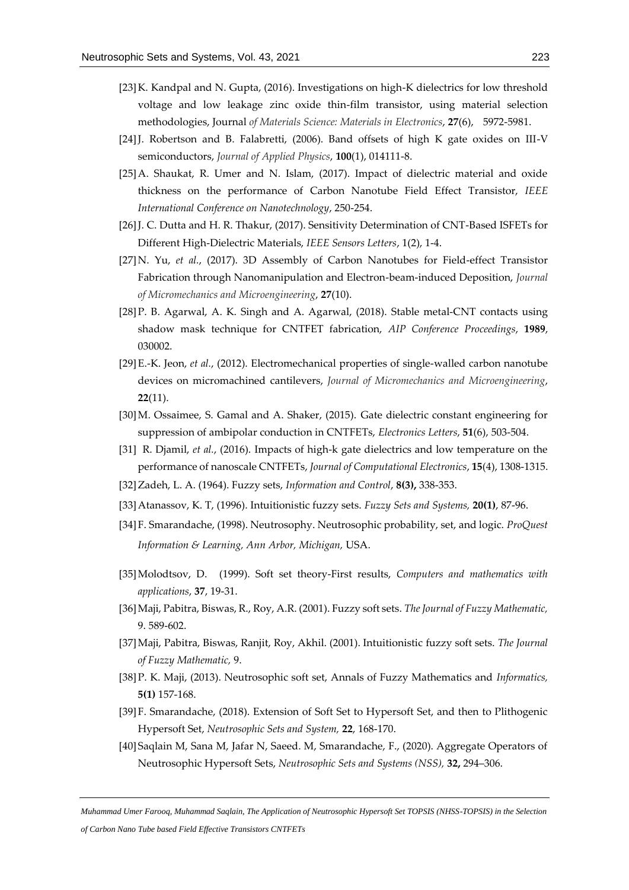[23] K. Kandpal and N. Gupta, (2016). Investigations on high-K dielectrics for low threshold voltage and low leakage zinc oxide thin-film transistor, using material selection methodologies, Journal *of Materials Science: Materials in Electronics*, **27**(6), 5972-5981.

[24] J. Robertson and B. Falabretti, (2006). Band offsets of high K gate oxides on III-V semiconductors, *Journal of Applied Physics*, **100**(1), 014111-8.

[25] A. Shaukat, R. Umer and N. Islam, (2017). Impact of dielectric material and oxide thickness on the performance of Carbon Nanotube Field Effect Transistor, *IEEE International Conference on Nanotechnology*, 250-254.

[26] J. C. Dutta and H. R. Thakur, (2017). Sensitivity Determination of CNT-Based ISFETs for Different High-Dielectric Materials, *IEEE Sensors Letters*, 1(2), 1-4.

[27] N. Yu, *et al.*, (2017). 3D Assembly of Carbon Nanotubes for Field-effect Transistor Fabrication through Nanomanipulation and Electron-beam-induced Deposition, *Journal of Micromechanics and Microengineering*, **27**(10).

[28] P. B. Agarwal, A. K. Singh and A. Agarwal, (2018). Stable metal-CNT contacts using shadow mask technique for CNTFET fabrication, *AIP Conference Proceedings*, **1989**, 030002.

[29] E.-K. Jeon, *et al.*, (2012). Electromechanical properties of single-walled carbon nanotube devices on micromachined cantilevers, *Journal of Micromechanics and Microengineering*, **22**(11).

[30] M. Ossaimee, S. Gamal and A. Shaker, (2015). Gate dielectric constant engineering for suppression of ambipolar conduction in CNTFETs, *Electronics Letters*, **51**(6), 503-504.

[31] R. Djamil, *et al.*, (2016). Impacts of high-k gate dielectrics and low temperature on the performance of nanoscale CNTFETs, *Journal of Computational Electronics*, **15**(4), 1308-1315.

[32] Zadeh, L. A. (1964). Fuzzy sets, *Information and Control*, **8(3),** 338-353.

[33] Atanassov, K. T, (1996). Intuitionistic fuzzy sets. *Fuzzy Sets and Systems,* **20(1)**, 87-96.

[34] F. Smarandache, (1998). Neutrosophy. Neutrosophic probability, set, and logic. *ProQuest Information & Learning, Ann Arbor, Michigan,* USA.

[35] Molodtsov, D. (1999). Soft set theory-First results, *Computers and mathematics with applications*, **37**, 19-31.

[36] Maji, Pabitra, Biswas, R., Roy, A.R. (2001). Fuzzy soft sets. *The Journal of Fuzzy Mathematic,* 9. 589-602.

[37] Maji, Pabitra, Biswas, Ranjit, Roy, Akhil. (2001). Intuitionistic fuzzy soft sets. *The Journal of Fuzzy Mathematic,* 9.

[38] P. K. Maji, (2013). Neutrosophic soft set, Annals of Fuzzy Mathematics and *Informatics,* **5(1)** 157-168.

[39] F. Smarandache, (2018). Extension of Soft Set to Hypersoft Set, and then to Plithogenic Hypersoft Set, *Neutrosophic Sets and System,* **22**, 168-170.

[40] Saqlain M, Sana M, Jafar N, Saeed. M, Smarandache, F., (2020). Aggregate Operators of Neutrosophic Hypersoft Sets, *Neutrosophic Sets and Systems (NSS),* **32,** 294–306.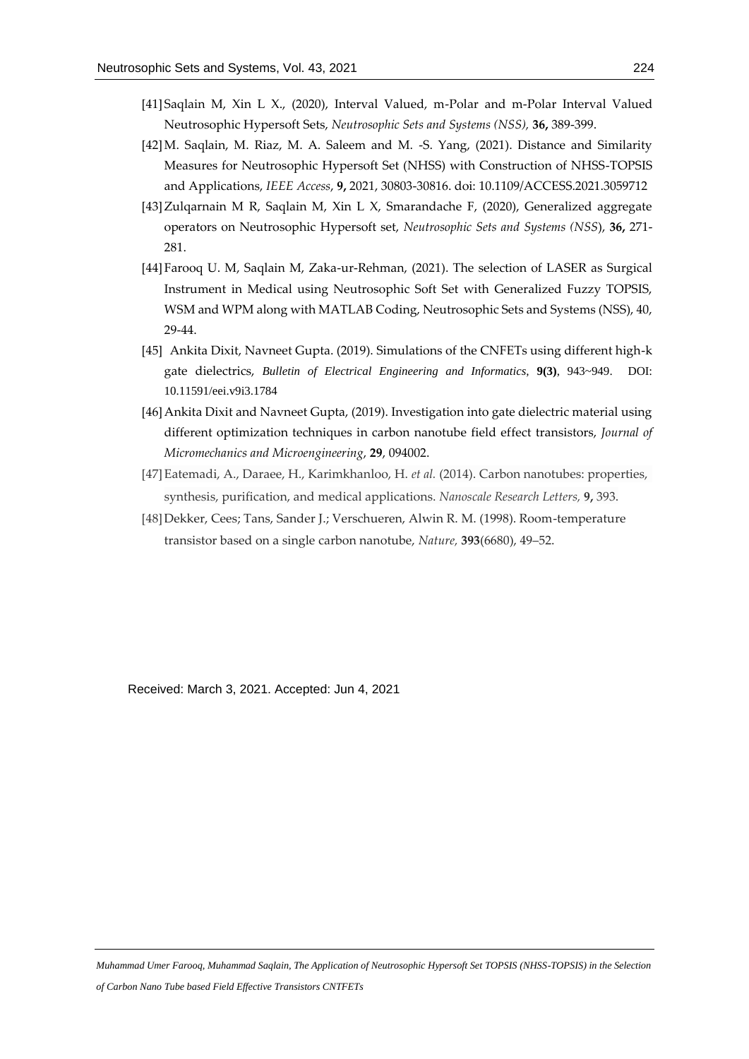[41] Saqlain M, Xin L X., (2020), Interval Valued, m-Polar and m-Polar Interval Valued Neutrosophic Hypersoft Sets, *Neutrosophic Sets and Systems (NSS),* **36,** 389-399.

[42] M. Saqlain, M. Riaz, M. A. Saleem and M. -S. Yang, (2021). Distance and Similarity Measures for Neutrosophic Hypersoft Set (NHSS) with Construction of NHSS-TOPSIS and Applications, *IEEE Access*, **9,** 2021, 30803-30816. doi: 10.1109/ACCESS.2021.3059712

[43] Zulqarnain M R, Saqlain M, Xin L X, Smarandache F, (2020), Generalized aggregate operators on Neutrosophic Hypersoft set, *Neutrosophic Sets and Systems (NSS*), **36,** 271-281.

[44] Farooq U. M, Saqlain M, Zaka-ur-Rehman, (2021). The selection of LASER as Surgical Instrument in Medical using Neutrosophic Soft Set with Generalized Fuzzy TOPSIS, WSM and WPM along with MATLAB Coding, Neutrosophic Sets and Systems (NSS), 40, 29-44.

[45] Ankita Dixit, Navneet Gupta. (2019). Simulations of the CNFETs using different high-k gate dielectrics, *Bulletin of Electrical Engineering and Informatics*, **9(3)**, 943~949. DOI: 10.11591/eei.v9i3.1784

[46] Ankita Dixit and Navneet Gupta, (2019). Investigation into gate dielectric material using different optimization techniques in carbon nanotube field effect transistors, *Journal of Micromechanics and Microengineering*, **29**, 094002.

[47] Eatemadi, A., Daraee, H., Karimkhanloo, H. *et al.* (2014). Carbon nanotubes: properties, synthesis, purification, and medical applications. *Nanoscale Research Letters,* **9,** 393.

[48] Dekker, Cees; Tans, Sander J.; Verschueren, Alwin R. M. (1998). Room-temperature transistor based on a single carbon nanotube, *Nature,* **393**(6680), 49–52.

Received: March 3, 2021. Accepted: Jun 4, 2021